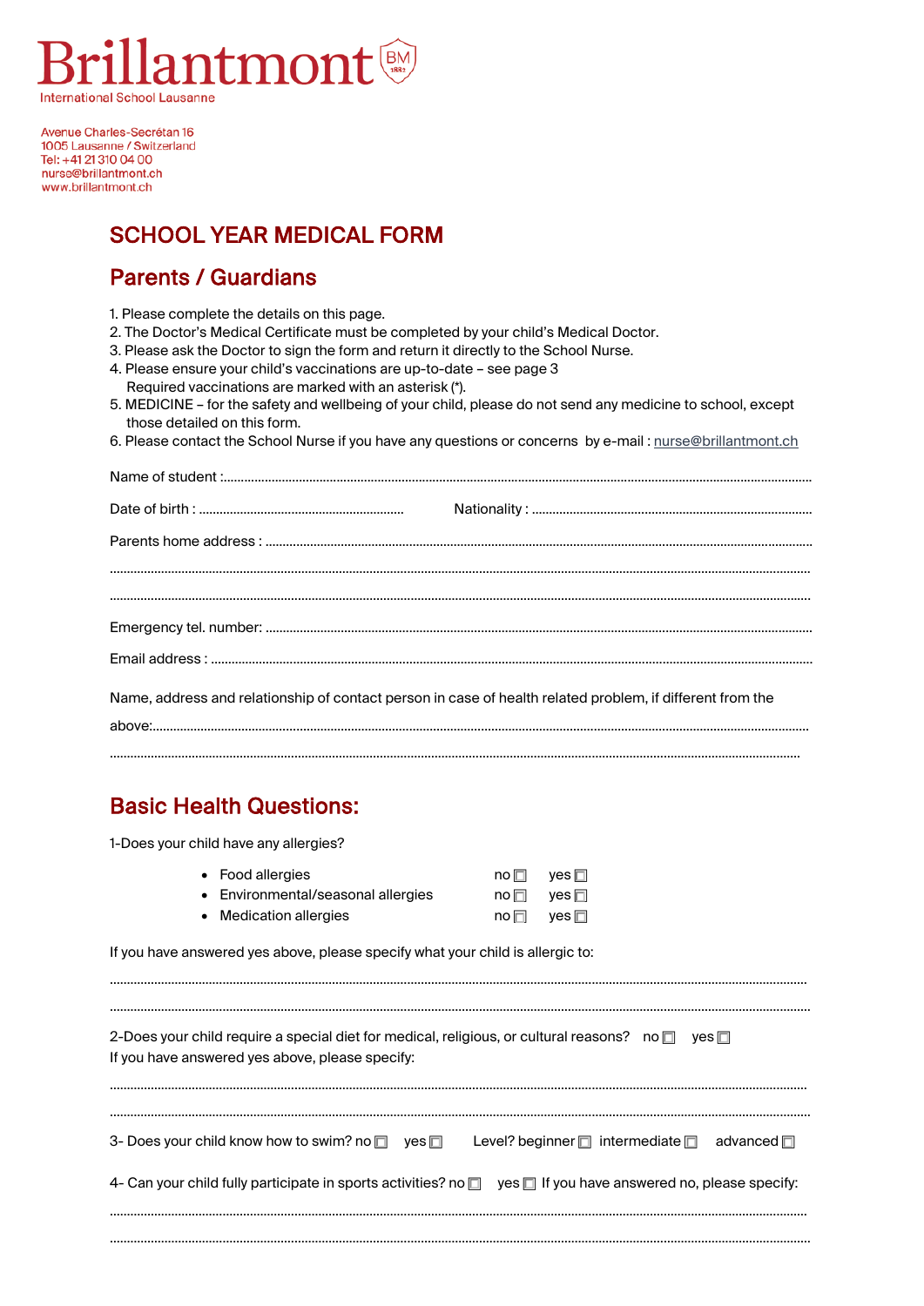Brillantmont
International School Lausanne

Avenue Charles-Secrétan 16
1005 Lausanne / Switzerland
Tel: +41 21 310 04 00
nurse@brillantmont.ch
www.brillantmont.ch

# SCHOOL YEAR MEDICAL FORM

## Parents / Guardians

1. Please complete the details on this page.
2. The Doctor's Medical Certificate must be completed by your child's Medical Doctor.
3. Please ask the Doctor to sign the form and return it directly to the School Nurse.
4. Please ensure your child's vaccinations are up-to-date – see page 3
   Required vaccinations are marked with an asterisk (*).
5. MEDICINE – for the safety and wellbeing of your child, please do not send any medicine to school, except those detailed on this form.
6. Please contact the School Nurse if you have any questions or concerns by e-mail : nurse@brillantmont.ch

Name of student :..........................................................................................................

Date of birth : ............................................ Nationality : ..........................................

Parents home address : ..............................................................................................

..........................................................................................................................................

..........................................................................................................................................

Emergency tel. number: ...............................................................................................

Email address : ..............................................................................................................

Name, address and relationship of contact person in case of health related problem, if different from the

above:.............................................................................................................................

..........................................................................................................................................

## Basic Health Questions:

1-Does your child have any allergies?

- Food allergies no ☐ yes ☐
- Environmental/seasonal allergies no ☐ yes ☐
- Medication allergies no ☐ yes ☐

If you have answered yes above, please specify what your child is allergic to:

..........................................................................................................................................

..........................................................................................................................................

2-Does your child require a special diet for medical, religious, or cultural reasons? no ☐ yes ☐
If you have answered yes above, please specify:

..........................................................................................................................................

..........................................................................................................................................

3- Does your child know how to swim? no ☐ yes ☐ Level? beginner ☐ intermediate ☐ advanced ☐

4- Can your child fully participate in sports activities? no ☐ yes ☐ If you have answered no, please specify:

..........................................................................................................................................

..........................................................................................................................................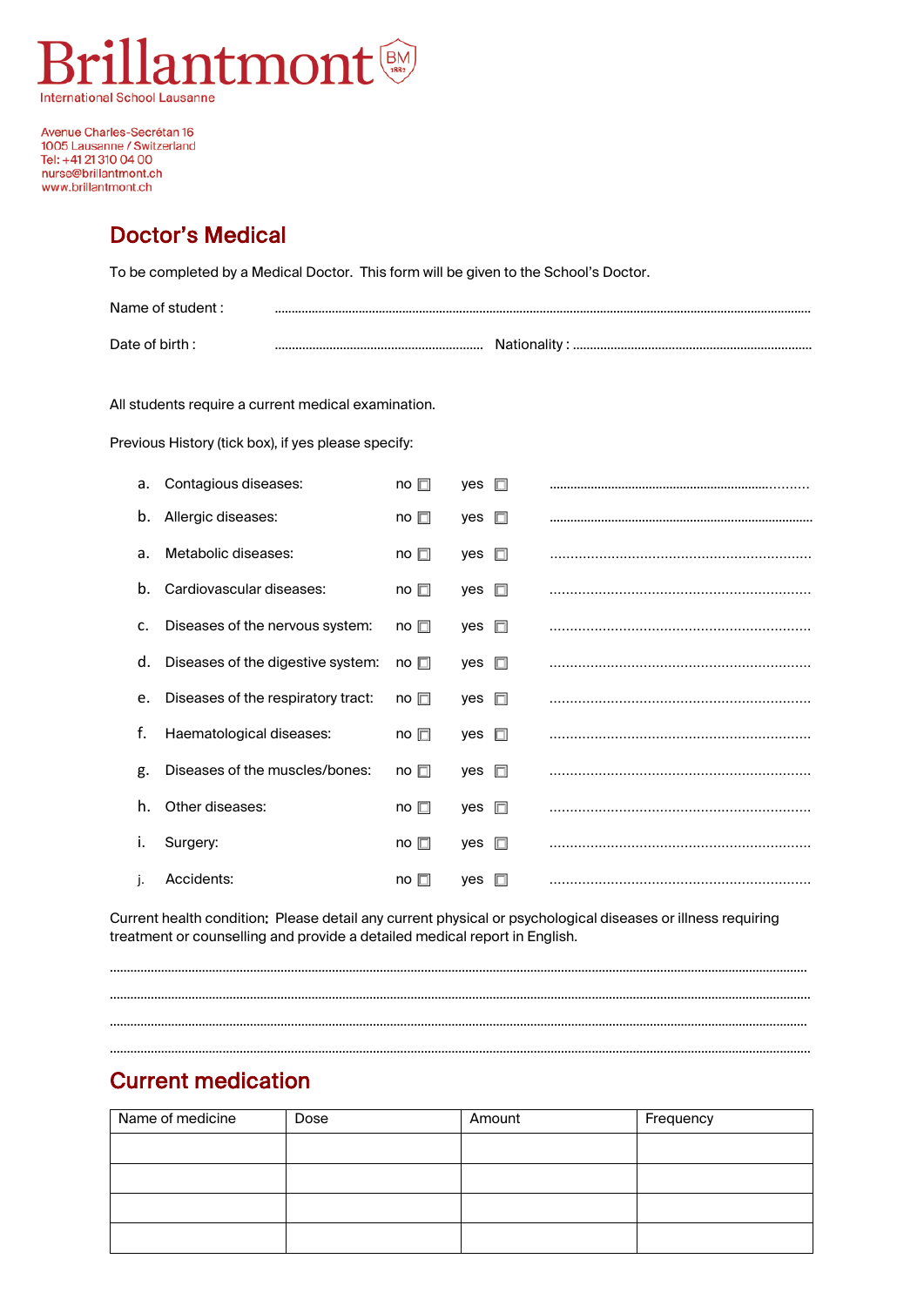Brillantmont
International School Lausanne

Avenue Charles-Secrétan 16
1005 Lausanne / Switzerland
Tel: +41 21 310 04 00
nurse@brillantmont.ch
www.brillantmont.ch

# Doctor's Medical

To be completed by a Medical Doctor. This form will be given to the School's Doctor.

Name of student : ..................................................................................................................................

Date of birth : ........................................................ Nationality : ..................................................................

All students require a current medical examination.

Previous History (tick box), if yes please specify:

a. Contagious diseases: no ☐ yes ☐ ..................................................................

b. Allergic diseases: no ☐ yes ☐ ..................................................................

a. Metabolic diseases: no ☐ yes ☐ ..................................................................

b. Cardiovascular diseases: no ☐ yes ☐ ..................................................................

c. Diseases of the nervous system: no ☐ yes ☐ ..................................................................

d. Diseases of the digestive system: no ☐ yes ☐ ..................................................................

e. Diseases of the respiratory tract: no ☐ yes ☐ ..................................................................

f. Haematological diseases: no ☐ yes ☐ ..................................................................

g. Diseases of the muscles/bones: no ☐ yes ☐ ..................................................................

h. Other diseases: no ☐ yes ☐ ..................................................................

i. Surgery: no ☐ yes ☐ ..................................................................

j. Accidents: no ☐ yes ☐ ..................................................................

Current health condition: Please detail any current physical or psychological diseases or illness requiring treatment or counselling and provide a detailed medical report in English.

..................................................................................................................................................................

..................................................................................................................................................................

..................................................................................................................................................................

..................................................................................................................................................................

# Current medication

| Name of medicine | Dose | Amount | Frequency |
|---|---|---|---|
| | | | |
| | | | |
| | | | |
| | | | |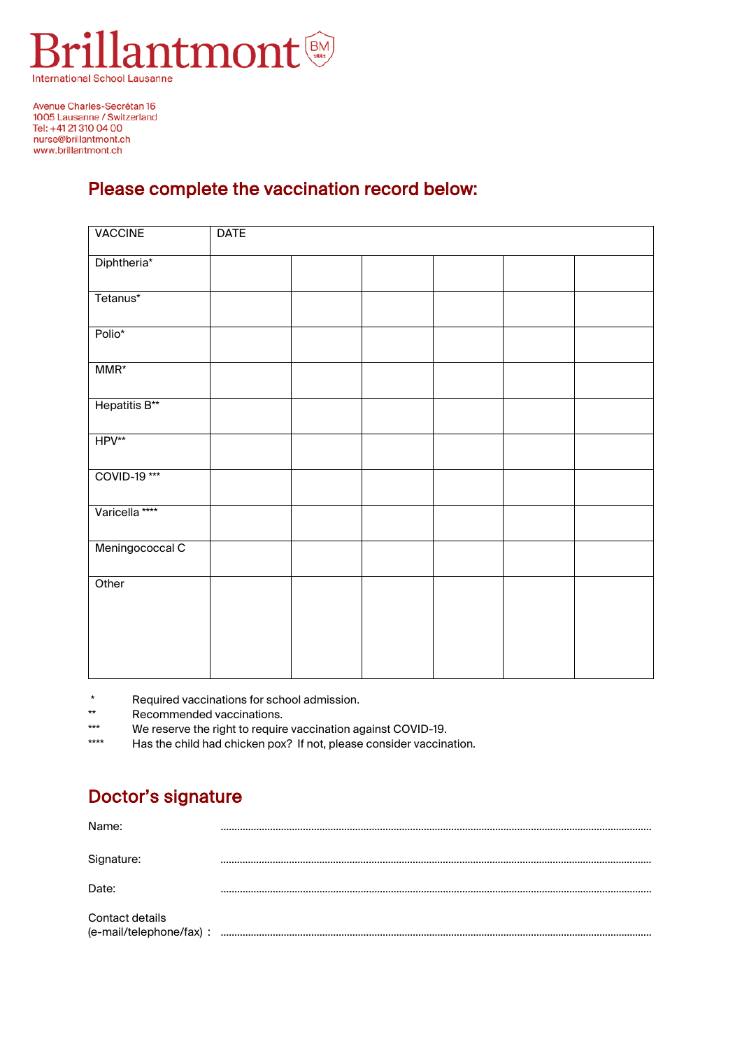Brillantmont
International School Lausanne

Avenue Charles-Secrétan 16
1005 Lausanne / Switzerland
Tel: +41 21 310 04 00
nurse@brillantmont.ch
www.brillantmont.ch

## Please complete the vaccination record below:

| VACCINE | DATE | | | | | |
|---|---|---|---|---|---|---|
| Diphtheria* | | | | | | |
| Tetanus* | | | | | | |
| Polio* | | | | | | |
| MMR* | | | | | | |
| Hepatitis B** | | | | | | |
| HPV** | | | | | | |
| COVID-19 *** | | | | | | |
| Varicella **** | | | | | | |
| Meningococcal C | | | | | | |
| Other | | | | | | |

*  Required vaccinations for school admission.
**  Recommended vaccinations.
***  We reserve the right to require vaccination against COVID-19.
****  Has the child had chicken pox? If not, please consider vaccination.

## Doctor's signature

Name: ..........................................................................................................................................

Signature: ..........................................................................................................................................

Date: ..........................................................................................................................................

Contact details
(e-mail/telephone/fax) : ..........................................................................................................................................